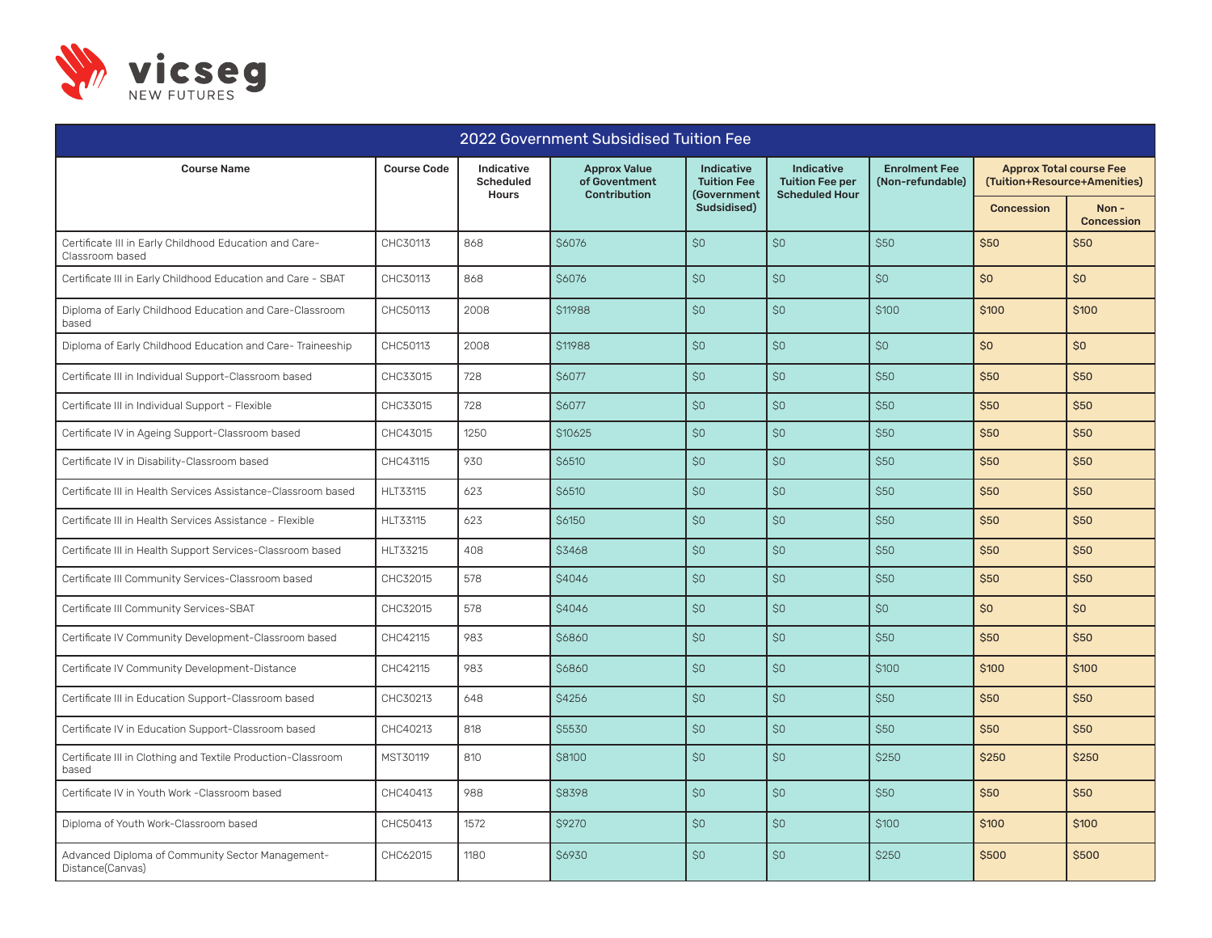vicseg NEW FUTURES

| 2022 Government Subsidised Tuition Fee | | | | | | | | |
|---|---|---|---|---|---|---|---|---|
| Course Name | Course Code | Indicative Scheduled Hours | Approx Value of Govtentment Contribution | Indicative Tuition Fee (Government Sudsidised) | Indicative Tuition Fee per Scheduled Hour | Enrolment Fee (Non-refundable) | Approx Total course Fee (Tuition+Resource+Amenities) | |
| | | | | | | | Concession | Non - Concession |
| Certificate III in Early Childhood Education and Care-Classroom based | CHC30113 | 868 | $6076 | $0 | $0 | $50 | $50 | $50 |
| Certificate III in Early Childhood Education and Care - SBAT | CHC30113 | 868 | $6076 | $0 | $0 | $0 | $0 | $0 |
| Diploma of Early Childhood Education and Care-Classroom based | CHC50113 | 2008 | $11988 | $0 | $0 | $100 | $100 | $100 |
| Diploma of Early Childhood Education and Care- Traineeship | CHC50113 | 2008 | $11988 | $0 | $0 | $0 | $0 | $0 |
| Certificate III in Individual Support-Classroom based | CHC33015 | 728 | $6077 | $0 | $0 | $50 | $50 | $50 |
| Certificate III in Individual Support - Flexible | CHC33015 | 728 | $6077 | $0 | $0 | $50 | $50 | $50 |
| Certificate IV in Ageing Support-Classroom based | CHC43015 | 1250 | $10625 | $0 | $0 | $50 | $50 | $50 |
| Certificate IV in Disability-Classroom based | CHC43115 | 930 | $6510 | $0 | $0 | $50 | $50 | $50 |
| Certificate III in Health Services Assistance-Classroom based | HLT33115 | 623 | $6510 | $0 | $0 | $50 | $50 | $50 |
| Certificate III in Health Services Assistance - Flexible | HLT33115 | 623 | $6150 | $0 | $0 | $50 | $50 | $50 |
| Certificate III in Health Support Services-Classroom based | HLT33215 | 408 | $3468 | $0 | $0 | $50 | $50 | $50 |
| Certificate III Community Services-Classroom based | CHC32015 | 578 | $4046 | $0 | $0 | $50 | $50 | $50 |
| Certificate III Community Services-SBAT | CHC32015 | 578 | $4046 | $0 | $0 | $0 | $0 | $0 |
| Certificate IV Community Development-Classroom based | CHC42115 | 983 | $6860 | $0 | $0 | $50 | $50 | $50 |
| Certificate IV Community Development-Distance | CHC42115 | 983 | $6860 | $0 | $0 | $100 | $100 | $100 |
| Certificate III in Education Support-Classroom based | CHC30213 | 648 | $4256 | $0 | $0 | $50 | $50 | $50 |
| Certificate IV in Education Support-Classroom based | CHC40213 | 818 | $5530 | $0 | $0 | $50 | $50 | $50 |
| Certificate III in Clothing and Textile Production-Classroom based | MST30119 | 810 | $8100 | $0 | $0 | $250 | $250 | $250 |
| Certificate IV in Youth Work -Classroom based | CHC40413 | 988 | $8398 | $0 | $0 | $50 | $50 | $50 |
| Diploma of Youth Work-Classroom based | CHC50413 | 1572 | $9270 | $0 | $0 | $100 | $100 | $100 |
| Advanced Diploma of Community Sector Management-Distance(Canvas) | CHC62015 | 1180 | $6930 | $0 | $0 | $250 | $500 | $500 |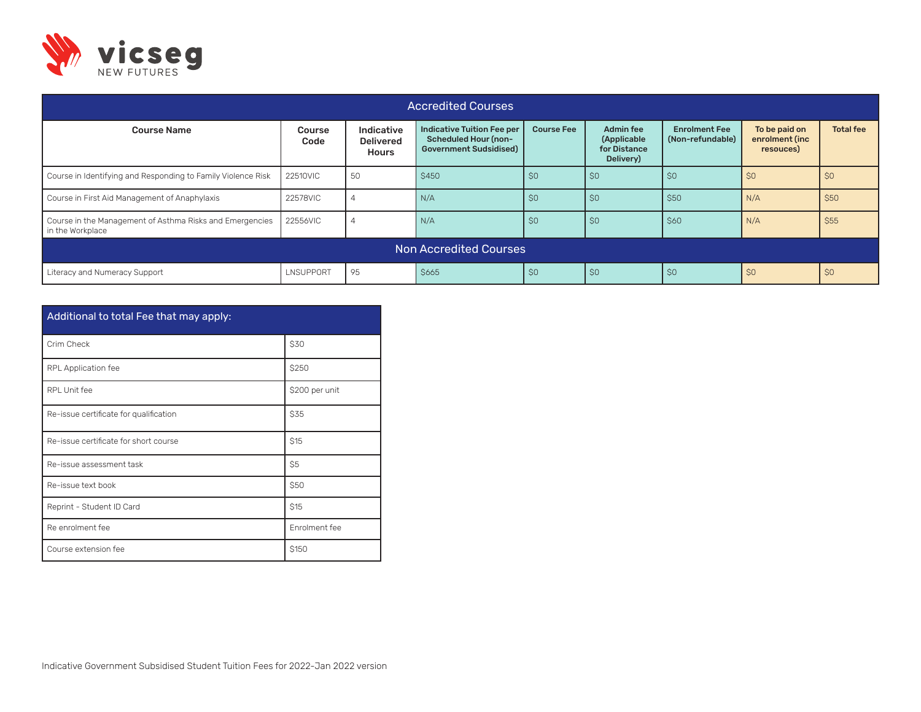vicseg NEW FUTURES

| Course Name | Course Code | Indicative Delivered Hours | Indicative Tuition Fee per Scheduled Hour (non-Government Sudsidised) | Course Fee | Admin fee (Applicable for Distance Delivery) | Enrolment Fee (Non-refundable) | To be paid on enrolment (inc resouces) | Total fee |
|---|---|---|---|---|---|---|---|---|
| **Accredited Courses** | | | | | | | | |
| Course in Identifying and Responding to Family Violence Risk | 22510VIC | 50 | $450 | $0 | $0 | $0 | $0 | $0 |
| Course in First Aid Management of Anaphylaxis | 22578VIC | 4 | N/A | $0 | $0 | $50 | N/A | $50 |
| Course in the Management of Asthma Risks and Emergencies in the Workplace | 22556VIC | 4 | N/A | $0 | $0 | $60 | N/A | $55 |
| **Non Accredited Courses** | | | | | | | | |
| Literacy and Numeracy Support | LNSUPPORT | 95 | $665 | $0 | $0 | $0 | $0 | $0 |

| Additional to total Fee that may apply: | |
|---|---|
| Crim Check | $30 |
| RPL Application fee | $250 |
| RPL Unit fee | $200 per unit |
| Re-issue certificate for qualification | $35 |
| Re-issue certificate for short course | $15 |
| Re-issue assessment task | $5 |
| Re-issue text book | $50 |
| Reprint - Student ID Card | $15 |
| Re enrolment fee | Enrolment fee |
| Course extension fee | $150 |